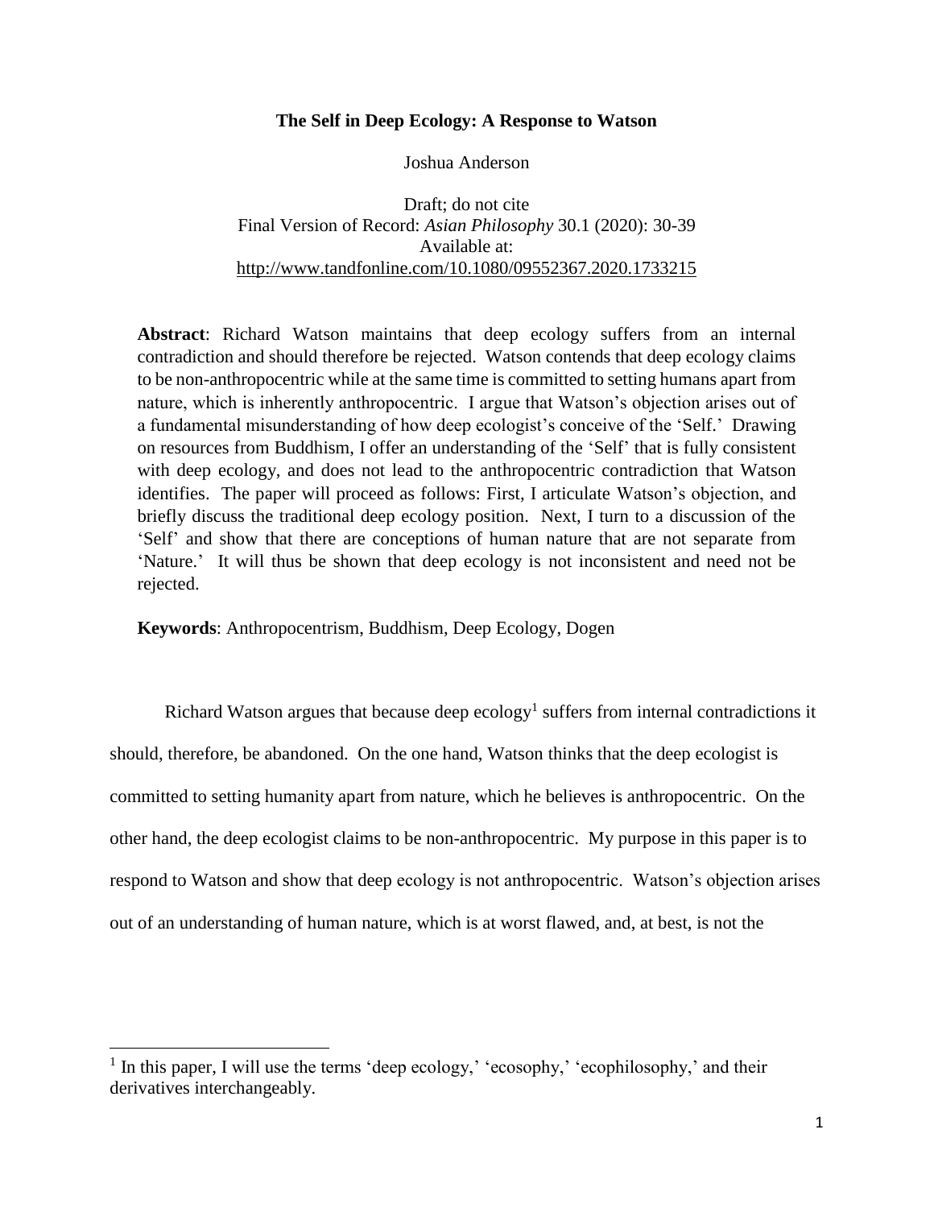# The Self in Deep Ecology: A Response to Watson

Joshua Anderson

Draft; do not cite
Final Version of Record: *Asian Philosophy* 30.1 (2020): 30-39
Available at:
http://www.tandfonline.com/10.1080/09552367.2020.1733215

**Abstract**: Richard Watson maintains that deep ecology suffers from an internal contradiction and should therefore be rejected. Watson contends that deep ecology claims to be non-anthropocentric while at the same time is committed to setting humans apart from nature, which is inherently anthropocentric. I argue that Watson's objection arises out of a fundamental misunderstanding of how deep ecologist's conceive of the 'Self.' Drawing on resources from Buddhism, I offer an understanding of the 'Self' that is fully consistent with deep ecology, and does not lead to the anthropocentric contradiction that Watson identifies. The paper will proceed as follows: First, I articulate Watson's objection, and briefly discuss the traditional deep ecology position. Next, I turn to a discussion of the 'Self' and show that there are conceptions of human nature that are not separate from 'Nature.' It will thus be shown that deep ecology is not inconsistent and need not be rejected.

**Keywords**: Anthropocentrism, Buddhism, Deep Ecology, Dogen

Richard Watson argues that because deep ecology[1] suffers from internal contradictions it should, therefore, be abandoned. On the one hand, Watson thinks that the deep ecologist is committed to setting humanity apart from nature, which he believes is anthropocentric. On the other hand, the deep ecologist claims to be non-anthropocentric. My purpose in this paper is to respond to Watson and show that deep ecology is not anthropocentric. Watson's objection arises out of an understanding of human nature, which is at worst flawed, and, at best, is not the

[1] In this paper, I will use the terms 'deep ecology,' 'ecosophy,' 'ecophilosophy,' and their derivatives interchangeably.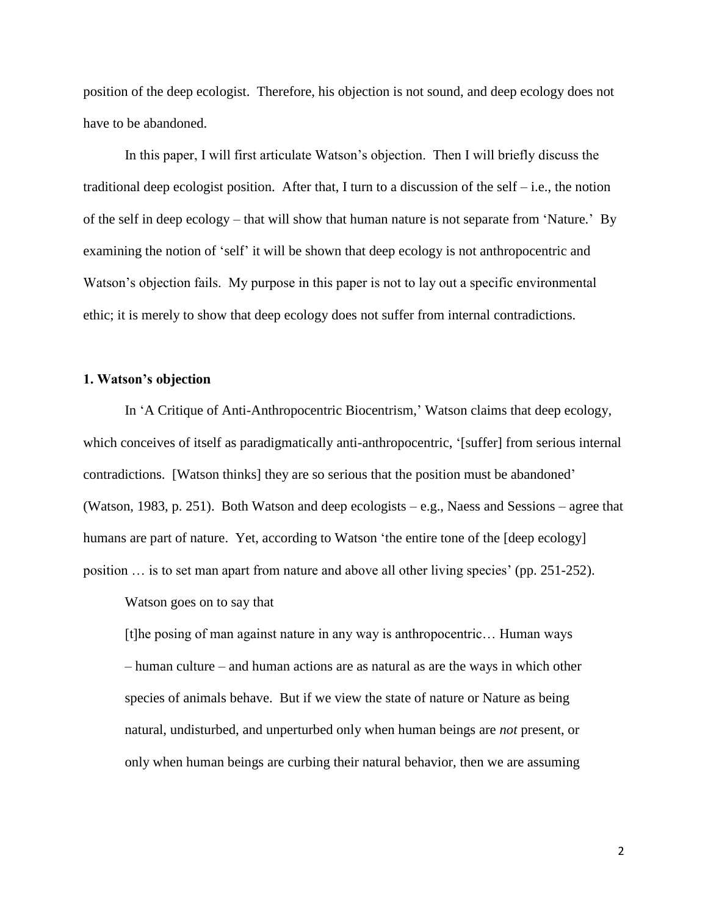position of the deep ecologist. Therefore, his objection is not sound, and deep ecology does not have to be abandoned.

In this paper, I will first articulate Watson's objection. Then I will briefly discuss the traditional deep ecologist position. After that, I turn to a discussion of the self – i.e., the notion of the self in deep ecology – that will show that human nature is not separate from 'Nature.' By examining the notion of 'self' it will be shown that deep ecology is not anthropocentric and Watson's objection fails. My purpose in this paper is not to lay out a specific environmental ethic; it is merely to show that deep ecology does not suffer from internal contradictions.

## 1. Watson's objection

In 'A Critique of Anti-Anthropocentric Biocentrism,' Watson claims that deep ecology, which conceives of itself as paradigmatically anti-anthropocentric, '[suffer] from serious internal contradictions. [Watson thinks] they are so serious that the position must be abandoned' (Watson, 1983, p. 251). Both Watson and deep ecologists – e.g., Naess and Sessions – agree that humans are part of nature. Yet, according to Watson 'the entire tone of the [deep ecology] position … is to set man apart from nature and above all other living species' (pp. 251-252).

Watson goes on to say that

> [t]he posing of man against nature in any way is anthropocentric… Human ways – human culture – and human actions are as natural as are the ways in which other species of animals behave. But if we view the state of nature or Nature as being natural, undisturbed, and unperturbed only when human beings are *not* present, or only when human beings are curbing their natural behavior, then we are assuming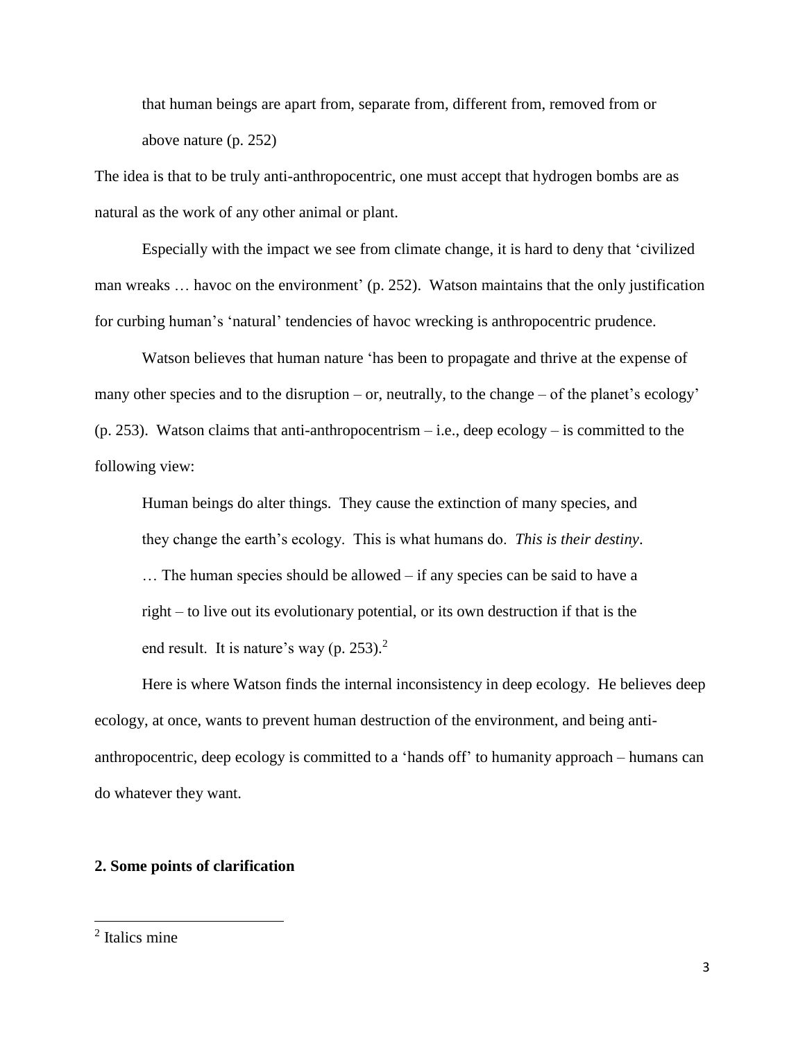> that human beings are apart from, separate from, different from, removed from or above nature (p. 252)

The idea is that to be truly anti-anthropocentric, one must accept that hydrogen bombs are as natural as the work of any other animal or plant.

Especially with the impact we see from climate change, it is hard to deny that 'civilized man wreaks … havoc on the environment' (p. 252). Watson maintains that the only justification for curbing human's 'natural' tendencies of havoc wrecking is anthropocentric prudence.

Watson believes that human nature 'has been to propagate and thrive at the expense of many other species and to the disruption – or, neutrally, to the change – of the planet's ecology' (p. 253). Watson claims that anti-anthropocentrism – i.e., deep ecology – is committed to the following view:

> Human beings do alter things. They cause the extinction of many species, and they change the earth's ecology. This is what humans do. *This is their destiny*. … The human species should be allowed – if any species can be said to have a right – to live out its evolutionary potential, or its own destruction if that is the end result. It is nature's way (p. 253).[2]

Here is where Watson finds the internal inconsistency in deep ecology. He believes deep ecology, at once, wants to prevent human destruction of the environment, and being anti-anthropocentric, deep ecology is committed to a 'hands off' to humanity approach – humans can do whatever they want.

## 2. Some points of clarification

---

[2] Italics mine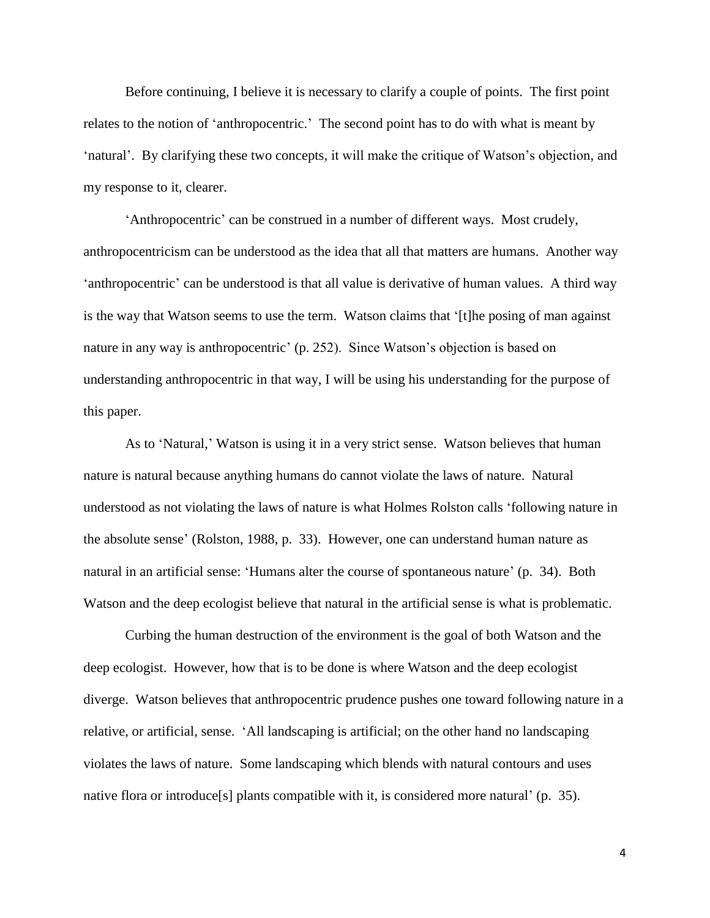Before continuing, I believe it is necessary to clarify a couple of points. The first point relates to the notion of 'anthropocentric.' The second point has to do with what is meant by 'natural'. By clarifying these two concepts, it will make the critique of Watson's objection, and my response to it, clearer.

'Anthropocentric' can be construed in a number of different ways. Most crudely, anthropocentricism can be understood as the idea that all that matters are humans. Another way 'anthropocentric' can be understood is that all value is derivative of human values. A third way is the way that Watson seems to use the term. Watson claims that '[t]he posing of man against nature in any way is anthropocentric' (p. 252). Since Watson's objection is based on understanding anthropocentric in that way, I will be using his understanding for the purpose of this paper.

As to 'Natural,' Watson is using it in a very strict sense. Watson believes that human nature is natural because anything humans do cannot violate the laws of nature. Natural understood as not violating the laws of nature is what Holmes Rolston calls 'following nature in the absolute sense' (Rolston, 1988, p. 33). However, one can understand human nature as natural in an artificial sense: 'Humans alter the course of spontaneous nature' (p. 34). Both Watson and the deep ecologist believe that natural in the artificial sense is what is problematic.

Curbing the human destruction of the environment is the goal of both Watson and the deep ecologist. However, how that is to be done is where Watson and the deep ecologist diverge. Watson believes that anthropocentric prudence pushes one toward following nature in a relative, or artificial, sense. 'All landscaping is artificial; on the other hand no landscaping violates the laws of nature. Some landscaping which blends with natural contours and uses native flora or introduce[s] plants compatible with it, is considered more natural' (p. 35).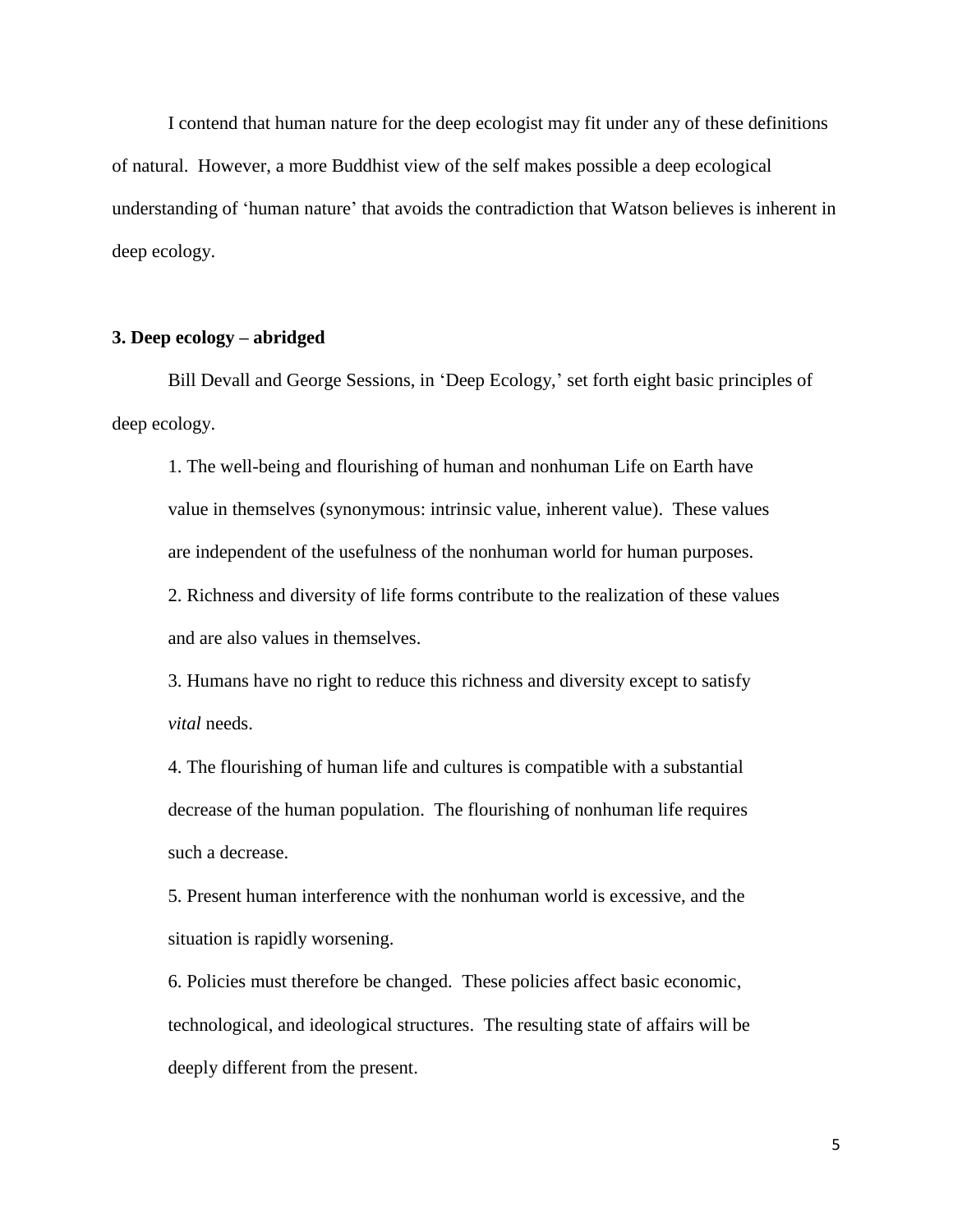I contend that human nature for the deep ecologist may fit under any of these definitions of natural. However, a more Buddhist view of the self makes possible a deep ecological understanding of 'human nature' that avoids the contradiction that Watson believes is inherent in deep ecology.

### 3. Deep ecology – abridged

Bill Devall and George Sessions, in 'Deep Ecology,' set forth eight basic principles of deep ecology.

> 1. The well-being and flourishing of human and nonhuman Life on Earth have value in themselves (synonymous: intrinsic value, inherent value). These values are independent of the usefulness of the nonhuman world for human purposes.
>
> 2. Richness and diversity of life forms contribute to the realization of these values and are also values in themselves.
>
> 3. Humans have no right to reduce this richness and diversity except to satisfy *vital* needs.
>
> 4. The flourishing of human life and cultures is compatible with a substantial decrease of the human population. The flourishing of nonhuman life requires such a decrease.
>
> 5. Present human interference with the nonhuman world is excessive, and the situation is rapidly worsening.
>
> 6. Policies must therefore be changed. These policies affect basic economic, technological, and ideological structures. The resulting state of affairs will be deeply different from the present.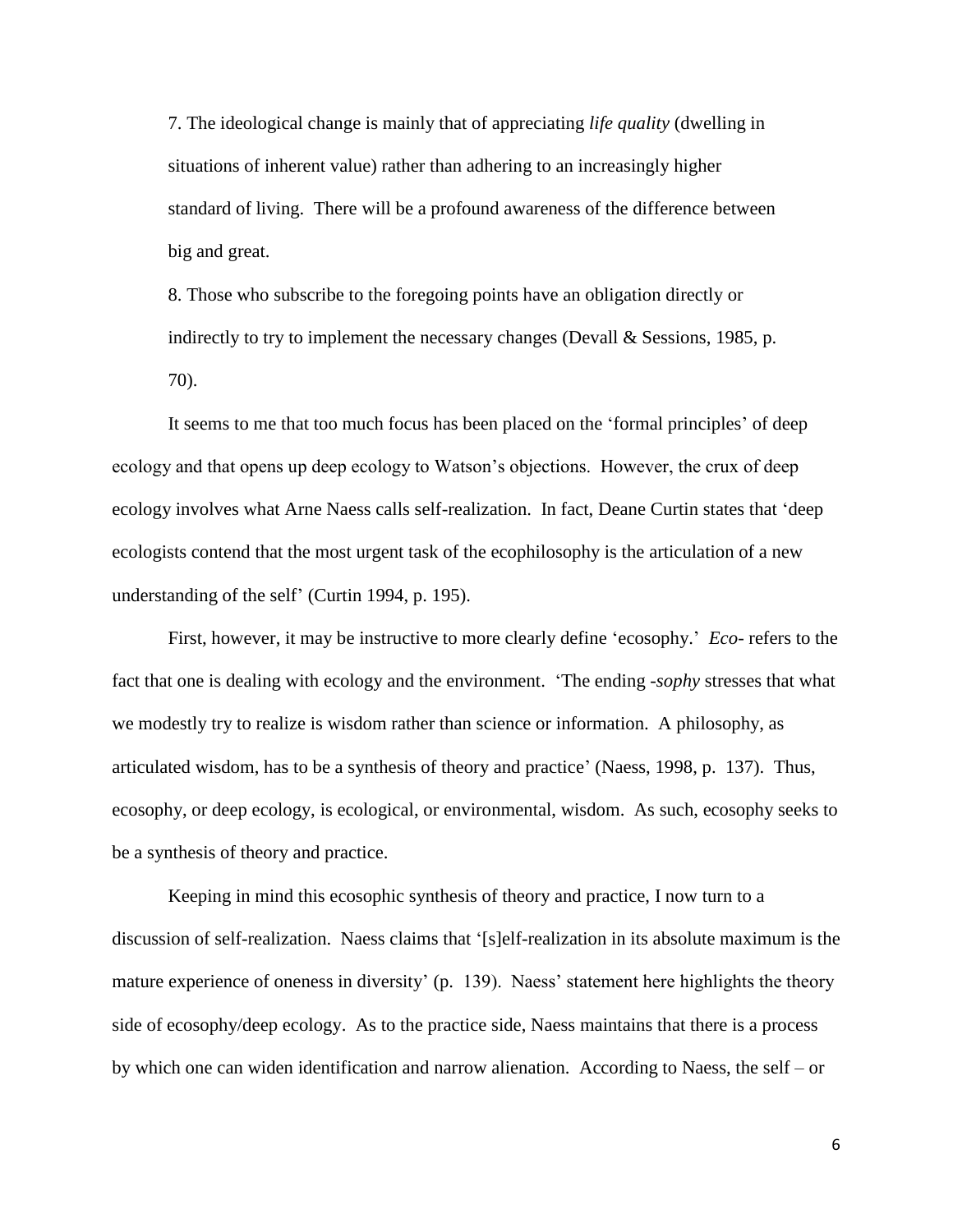7. The ideological change is mainly that of appreciating *life quality* (dwelling in situations of inherent value) rather than adhering to an increasingly higher standard of living. There will be a profound awareness of the difference between big and great.

8. Those who subscribe to the foregoing points have an obligation directly or indirectly to try to implement the necessary changes (Devall & Sessions, 1985, p. 70).

It seems to me that too much focus has been placed on the 'formal principles' of deep ecology and that opens up deep ecology to Watson's objections. However, the crux of deep ecology involves what Arne Naess calls self-realization. In fact, Deane Curtin states that 'deep ecologists contend that the most urgent task of the ecophilosophy is the articulation of a new understanding of the self' (Curtin 1994, p. 195).

First, however, it may be instructive to more clearly define 'ecosophy.' *Eco-* refers to the fact that one is dealing with ecology and the environment. 'The ending *-sophy* stresses that what we modestly try to realize is wisdom rather than science or information. A philosophy, as articulated wisdom, has to be a synthesis of theory and practice' (Naess, 1998, p. 137). Thus, ecosophy, or deep ecology, is ecological, or environmental, wisdom. As such, ecosophy seeks to be a synthesis of theory and practice.

Keeping in mind this ecosophic synthesis of theory and practice, I now turn to a discussion of self-realization. Naess claims that '[s]elf-realization in its absolute maximum is the mature experience of oneness in diversity' (p. 139). Naess' statement here highlights the theory side of ecosophy/deep ecology. As to the practice side, Naess maintains that there is a process by which one can widen identification and narrow alienation. According to Naess, the self – or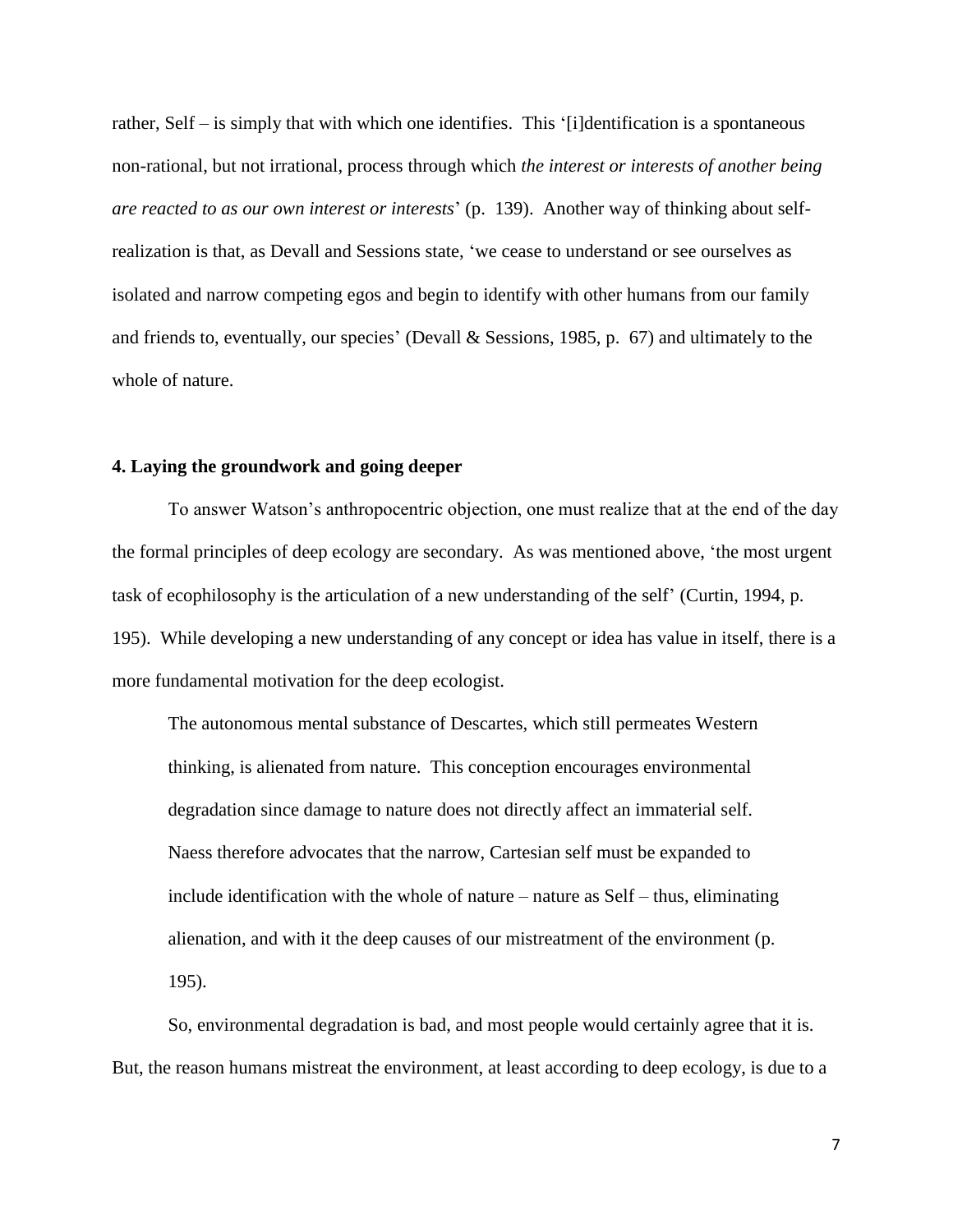rather, Self – is simply that with which one identifies. This '[i]dentification is a spontaneous non-rational, but not irrational, process through which *the interest or interests of another being are reacted to as our own interest or interests*' (p. 139). Another way of thinking about self-realization is that, as Devall and Sessions state, 'we cease to understand or see ourselves as isolated and narrow competing egos and begin to identify with other humans from our family and friends to, eventually, our species' (Devall & Sessions, 1985, p. 67) and ultimately to the whole of nature.

### 4. Laying the groundwork and going deeper

To answer Watson's anthropocentric objection, one must realize that at the end of the day the formal principles of deep ecology are secondary. As was mentioned above, 'the most urgent task of ecophilosophy is the articulation of a new understanding of the self' (Curtin, 1994, p. 195). While developing a new understanding of any concept or idea has value in itself, there is a more fundamental motivation for the deep ecologist.

> The autonomous mental substance of Descartes, which still permeates Western thinking, is alienated from nature. This conception encourages environmental degradation since damage to nature does not directly affect an immaterial self. Naess therefore advocates that the narrow, Cartesian self must be expanded to include identification with the whole of nature – nature as Self – thus, eliminating alienation, and with it the deep causes of our mistreatment of the environment (p. 195).

So, environmental degradation is bad, and most people would certainly agree that it is. But, the reason humans mistreat the environment, at least according to deep ecology, is due to a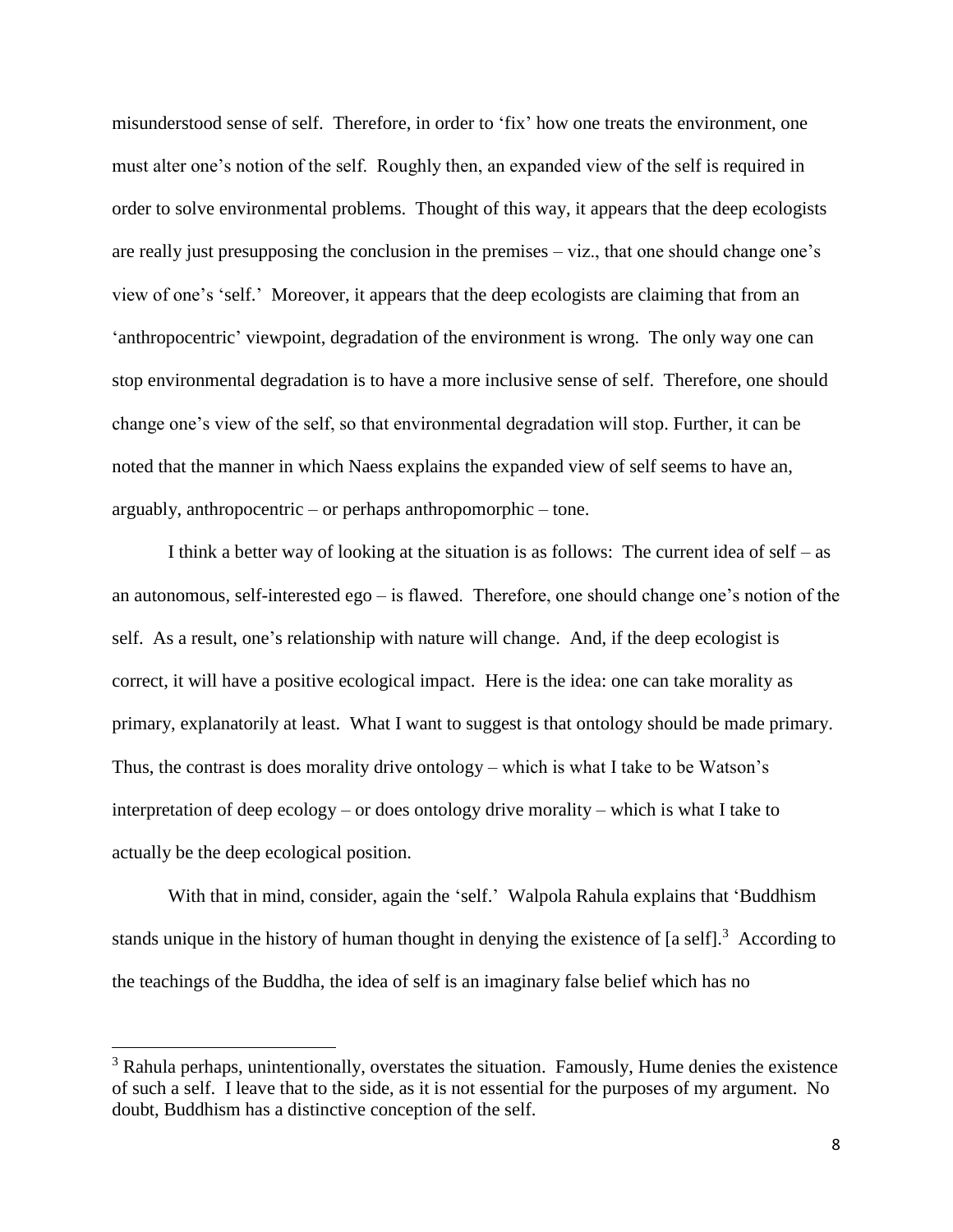misunderstood sense of self. Therefore, in order to 'fix' how one treats the environment, one must alter one's notion of the self. Roughly then, an expanded view of the self is required in order to solve environmental problems. Thought of this way, it appears that the deep ecologists are really just presupposing the conclusion in the premises – viz., that one should change one's view of one's 'self.' Moreover, it appears that the deep ecologists are claiming that from an 'anthropocentric' viewpoint, degradation of the environment is wrong. The only way one can stop environmental degradation is to have a more inclusive sense of self. Therefore, one should change one's view of the self, so that environmental degradation will stop. Further, it can be noted that the manner in which Naess explains the expanded view of self seems to have an, arguably, anthropocentric – or perhaps anthropomorphic – tone.

I think a better way of looking at the situation is as follows: The current idea of self – as an autonomous, self-interested ego – is flawed. Therefore, one should change one's notion of the self. As a result, one's relationship with nature will change. And, if the deep ecologist is correct, it will have a positive ecological impact. Here is the idea: one can take morality as primary, explanatorily at least. What I want to suggest is that ontology should be made primary. Thus, the contrast is does morality drive ontology – which is what I take to be Watson's interpretation of deep ecology – or does ontology drive morality – which is what I take to actually be the deep ecological position.

With that in mind, consider, again the 'self.' Walpola Rahula explains that 'Buddhism stands unique in the history of human thought in denying the existence of [a self].[3] According to the teachings of the Buddha, the idea of self is an imaginary false belief which has no

---

[3] Rahula perhaps, unintentionally, overstates the situation. Famously, Hume denies the existence of such a self. I leave that to the side, as it is not essential for the purposes of my argument. No doubt, Buddhism has a distinctive conception of the self.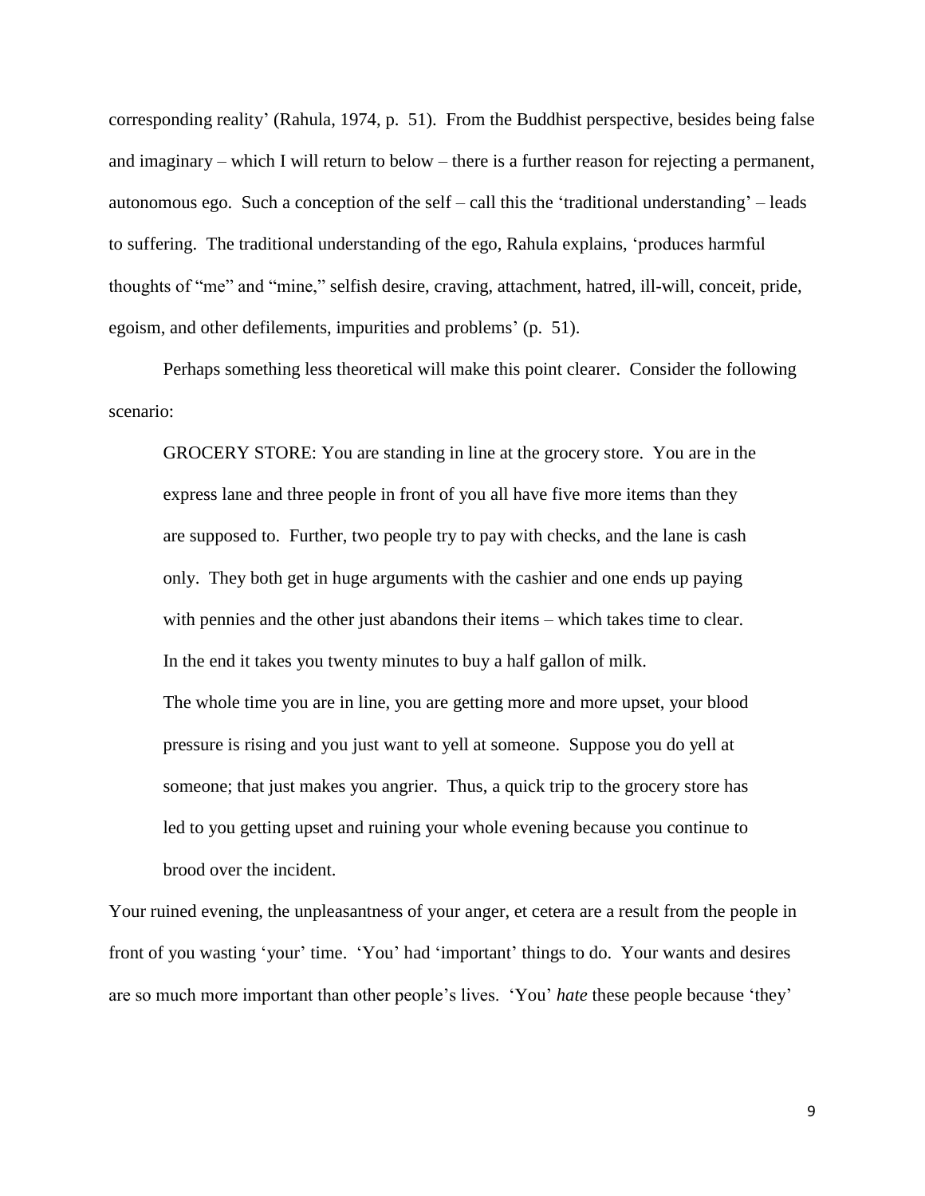corresponding reality' (Rahula, 1974, p. 51). From the Buddhist perspective, besides being false and imaginary – which I will return to below – there is a further reason for rejecting a permanent, autonomous ego. Such a conception of the self – call this the 'traditional understanding' – leads to suffering. The traditional understanding of the ego, Rahula explains, 'produces harmful thoughts of "me" and "mine," selfish desire, craving, attachment, hatred, ill-will, conceit, pride, egoism, and other defilements, impurities and problems' (p. 51).

Perhaps something less theoretical will make this point clearer. Consider the following scenario:

> GROCERY STORE: You are standing in line at the grocery store. You are in the express lane and three people in front of you all have five more items than they are supposed to. Further, two people try to pay with checks, and the lane is cash only. They both get in huge arguments with the cashier and one ends up paying with pennies and the other just abandons their items – which takes time to clear. In the end it takes you twenty minutes to buy a half gallon of milk.
>
> The whole time you are in line, you are getting more and more upset, your blood pressure is rising and you just want to yell at someone. Suppose you do yell at someone; that just makes you angrier. Thus, a quick trip to the grocery store has led to you getting upset and ruining your whole evening because you continue to brood over the incident.

Your ruined evening, the unpleasantness of your anger, et cetera are a result from the people in front of you wasting 'your' time. 'You' had 'important' things to do. Your wants and desires are so much more important than other people's lives. 'You' *hate* these people because 'they'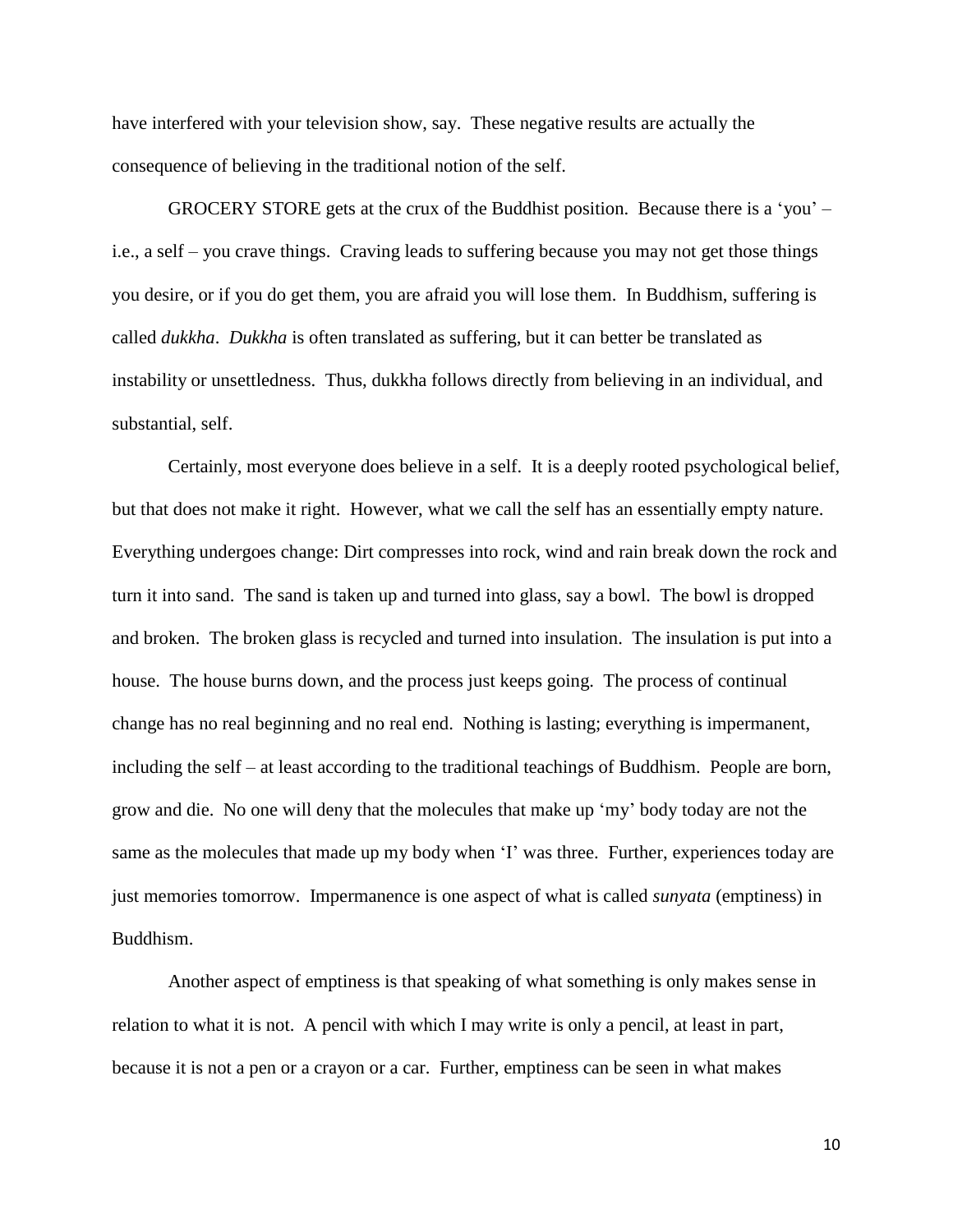have interfered with your television show, say. These negative results are actually the consequence of believing in the traditional notion of the self.

GROCERY STORE gets at the crux of the Buddhist position. Because there is a 'you' – i.e., a self – you crave things. Craving leads to suffering because you may not get those things you desire, or if you do get them, you are afraid you will lose them. In Buddhism, suffering is called *dukkha*. *Dukkha* is often translated as suffering, but it can better be translated as instability or unsettledness. Thus, dukkha follows directly from believing in an individual, and substantial, self.

Certainly, most everyone does believe in a self. It is a deeply rooted psychological belief, but that does not make it right. However, what we call the self has an essentially empty nature. Everything undergoes change: Dirt compresses into rock, wind and rain break down the rock and turn it into sand. The sand is taken up and turned into glass, say a bowl. The bowl is dropped and broken. The broken glass is recycled and turned into insulation. The insulation is put into a house. The house burns down, and the process just keeps going. The process of continual change has no real beginning and no real end. Nothing is lasting; everything is impermanent, including the self – at least according to the traditional teachings of Buddhism. People are born, grow and die. No one will deny that the molecules that make up 'my' body today are not the same as the molecules that made up my body when 'I' was three. Further, experiences today are just memories tomorrow. Impermanence is one aspect of what is called *sunyata* (emptiness) in Buddhism.

Another aspect of emptiness is that speaking of what something is only makes sense in relation to what it is not. A pencil with which I may write is only a pencil, at least in part, because it is not a pen or a crayon or a car. Further, emptiness can be seen in what makes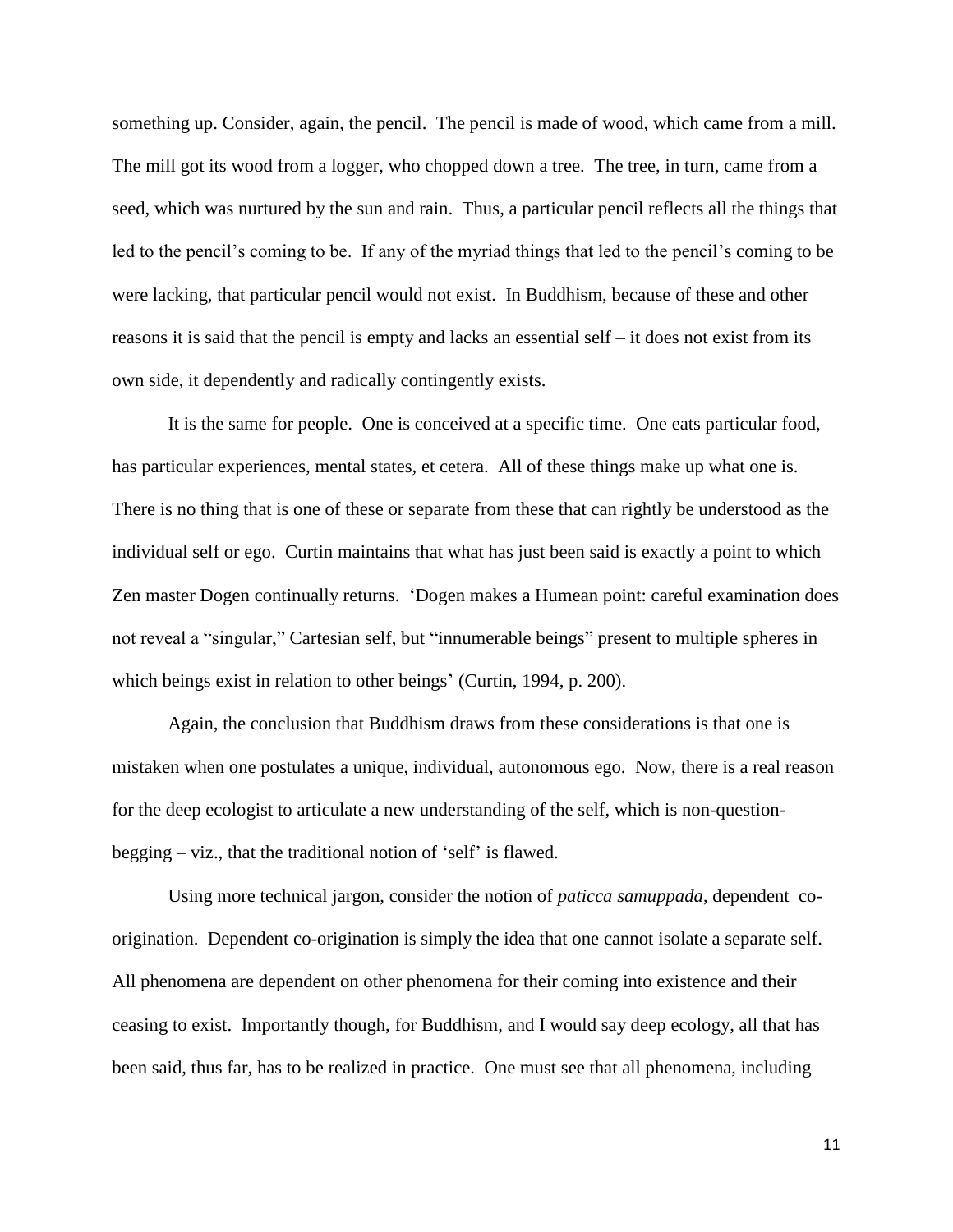something up. Consider, again, the pencil. The pencil is made of wood, which came from a mill. The mill got its wood from a logger, who chopped down a tree. The tree, in turn, came from a seed, which was nurtured by the sun and rain. Thus, a particular pencil reflects all the things that led to the pencil's coming to be. If any of the myriad things that led to the pencil's coming to be were lacking, that particular pencil would not exist. In Buddhism, because of these and other reasons it is said that the pencil is empty and lacks an essential self – it does not exist from its own side, it dependently and radically contingently exists.

It is the same for people. One is conceived at a specific time. One eats particular food, has particular experiences, mental states, et cetera. All of these things make up what one is. There is no thing that is one of these or separate from these that can rightly be understood as the individual self or ego. Curtin maintains that what has just been said is exactly a point to which Zen master Dogen continually returns. 'Dogen makes a Humean point: careful examination does not reveal a "singular," Cartesian self, but "innumerable beings" present to multiple spheres in which beings exist in relation to other beings' (Curtin, 1994, p. 200).

Again, the conclusion that Buddhism draws from these considerations is that one is mistaken when one postulates a unique, individual, autonomous ego. Now, there is a real reason for the deep ecologist to articulate a new understanding of the self, which is non-question-begging – viz., that the traditional notion of 'self' is flawed.

Using more technical jargon, consider the notion of *paticca samuppada*, dependent co-origination. Dependent co-origination is simply the idea that one cannot isolate a separate self. All phenomena are dependent on other phenomena for their coming into existence and their ceasing to exist. Importantly though, for Buddhism, and I would say deep ecology, all that has been said, thus far, has to be realized in practice. One must see that all phenomena, including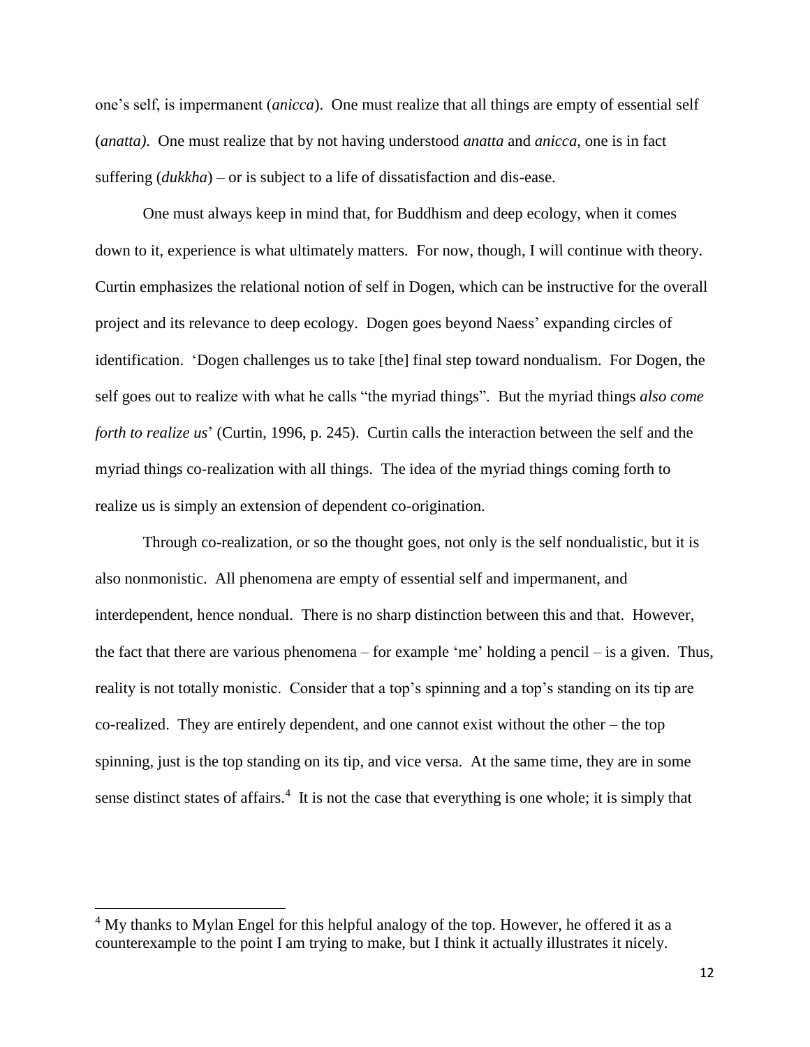one's self, is impermanent (*anicca*). One must realize that all things are empty of essential self (*anatta)*. One must realize that by not having understood *anatta* and *anicca*, one is in fact suffering (*dukkha*) – or is subject to a life of dissatisfaction and dis-ease.

One must always keep in mind that, for Buddhism and deep ecology, when it comes down to it, experience is what ultimately matters. For now, though, I will continue with theory. Curtin emphasizes the relational notion of self in Dogen, which can be instructive for the overall project and its relevance to deep ecology. Dogen goes beyond Naess' expanding circles of identification. 'Dogen challenges us to take [the] final step toward nondualism. For Dogen, the self goes out to realize with what he calls "the myriad things". But the myriad things *also come forth to realize us*' (Curtin, 1996, p. 245). Curtin calls the interaction between the self and the myriad things co-realization with all things. The idea of the myriad things coming forth to realize us is simply an extension of dependent co-origination.

Through co-realization, or so the thought goes, not only is the self nondualistic, but it is also nonmonistic. All phenomena are empty of essential self and impermanent, and interdependent, hence nondual. There is no sharp distinction between this and that. However, the fact that there are various phenomena – for example 'me' holding a pencil – is a given. Thus, reality is not totally monistic. Consider that a top's spinning and a top's standing on its tip are co-realized. They are entirely dependent, and one cannot exist without the other – the top spinning, just is the top standing on its tip, and vice versa. At the same time, they are in some sense distinct states of affairs.[4] It is not the case that everything is one whole; it is simply that

---

[4] My thanks to Mylan Engel for this helpful analogy of the top. However, he offered it as a counterexample to the point I am trying to make, but I think it actually illustrates it nicely.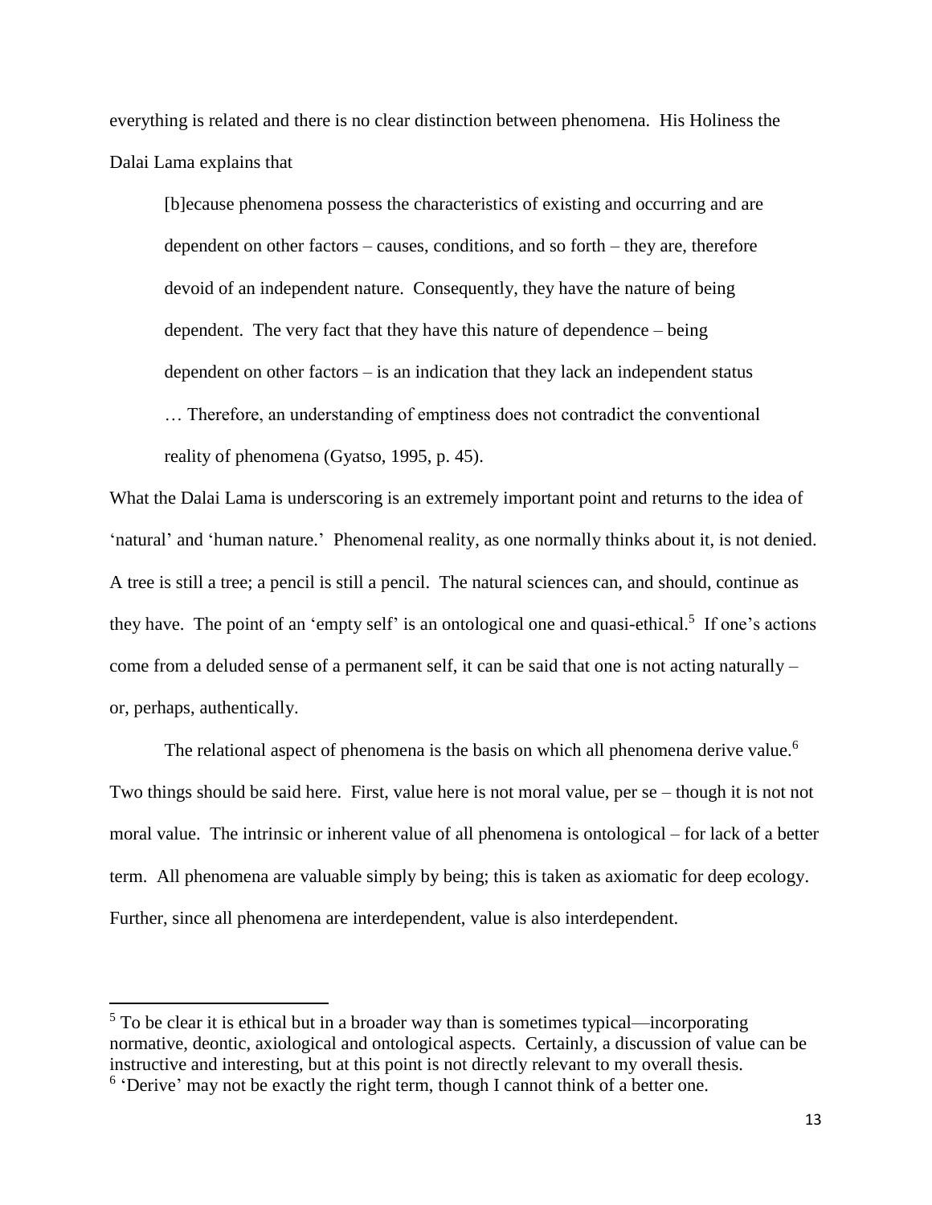everything is related and there is no clear distinction between phenomena. His Holiness the Dalai Lama explains that

> [b]ecause phenomena possess the characteristics of existing and occurring and are dependent on other factors – causes, conditions, and so forth – they are, therefore devoid of an independent nature. Consequently, they have the nature of being dependent. The very fact that they have this nature of dependence – being dependent on other factors – is an indication that they lack an independent status … Therefore, an understanding of emptiness does not contradict the conventional reality of phenomena (Gyatso, 1995, p. 45).

What the Dalai Lama is underscoring is an extremely important point and returns to the idea of 'natural' and 'human nature.' Phenomenal reality, as one normally thinks about it, is not denied. A tree is still a tree; a pencil is still a pencil. The natural sciences can, and should, continue as they have. The point of an 'empty self' is an ontological one and quasi-ethical.[5] If one's actions come from a deluded sense of a permanent self, it can be said that one is not acting naturally – or, perhaps, authentically.

The relational aspect of phenomena is the basis on which all phenomena derive value.[6] Two things should be said here. First, value here is not moral value, per se – though it is not not moral value. The intrinsic or inherent value of all phenomena is ontological – for lack of a better term. All phenomena are valuable simply by being; this is taken as axiomatic for deep ecology. Further, since all phenomena are interdependent, value is also interdependent.

---

[5] To be clear it is ethical but in a broader way than is sometimes typical—incorporating normative, deontic, axiological and ontological aspects. Certainly, a discussion of value can be instructive and interesting, but at this point is not directly relevant to my overall thesis.

[6] 'Derive' may not be exactly the right term, though I cannot think of a better one.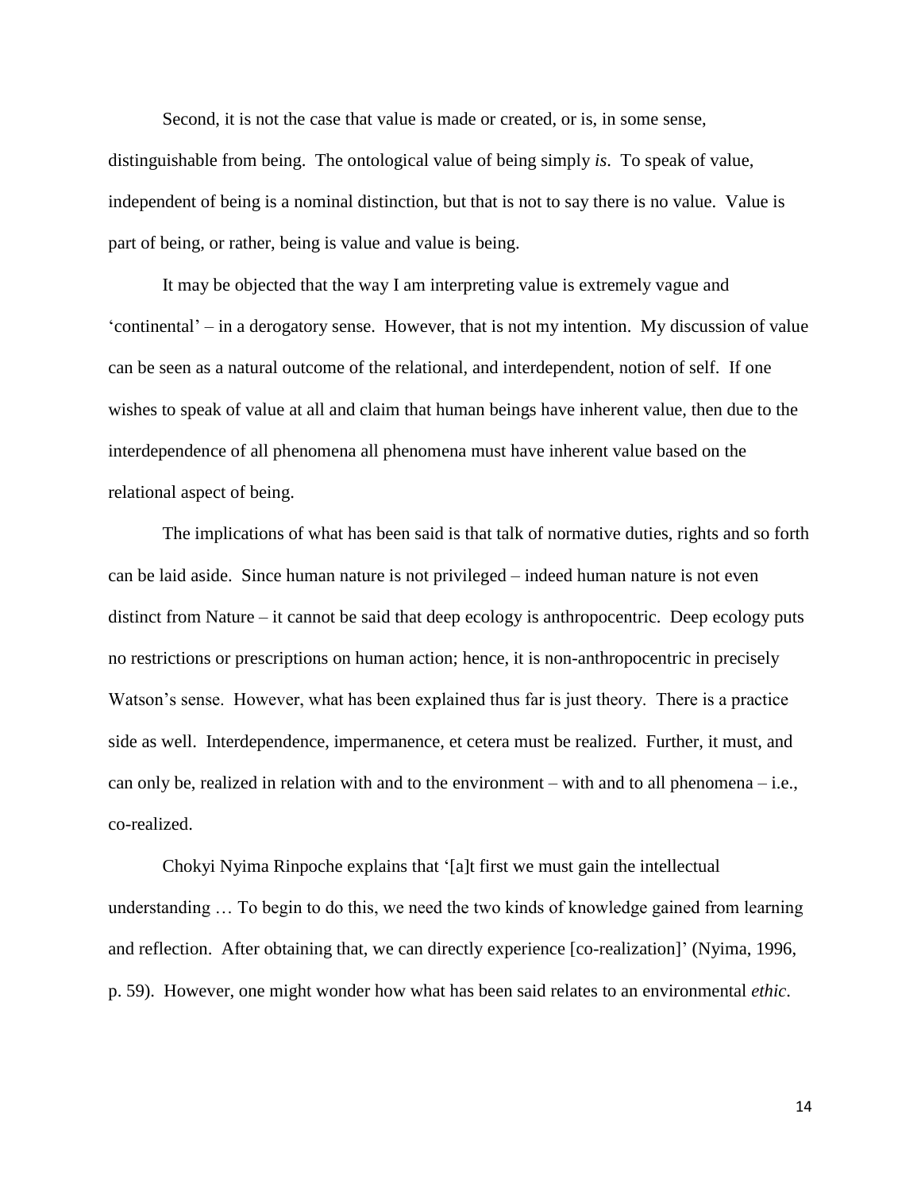Second, it is not the case that value is made or created, or is, in some sense, distinguishable from being. The ontological value of being simply *is*. To speak of value, independent of being is a nominal distinction, but that is not to say there is no value. Value is part of being, or rather, being is value and value is being.

It may be objected that the way I am interpreting value is extremely vague and 'continental' – in a derogatory sense. However, that is not my intention. My discussion of value can be seen as a natural outcome of the relational, and interdependent, notion of self. If one wishes to speak of value at all and claim that human beings have inherent value, then due to the interdependence of all phenomena all phenomena must have inherent value based on the relational aspect of being.

The implications of what has been said is that talk of normative duties, rights and so forth can be laid aside. Since human nature is not privileged – indeed human nature is not even distinct from Nature – it cannot be said that deep ecology is anthropocentric. Deep ecology puts no restrictions or prescriptions on human action; hence, it is non-anthropocentric in precisely Watson's sense. However, what has been explained thus far is just theory. There is a practice side as well. Interdependence, impermanence, et cetera must be realized. Further, it must, and can only be, realized in relation with and to the environment – with and to all phenomena – i.e., co-realized.

Chokyi Nyima Rinpoche explains that '[a]t first we must gain the intellectual understanding … To begin to do this, we need the two kinds of knowledge gained from learning and reflection. After obtaining that, we can directly experience [co-realization]' (Nyima, 1996, p. 59). However, one might wonder how what has been said relates to an environmental *ethic*.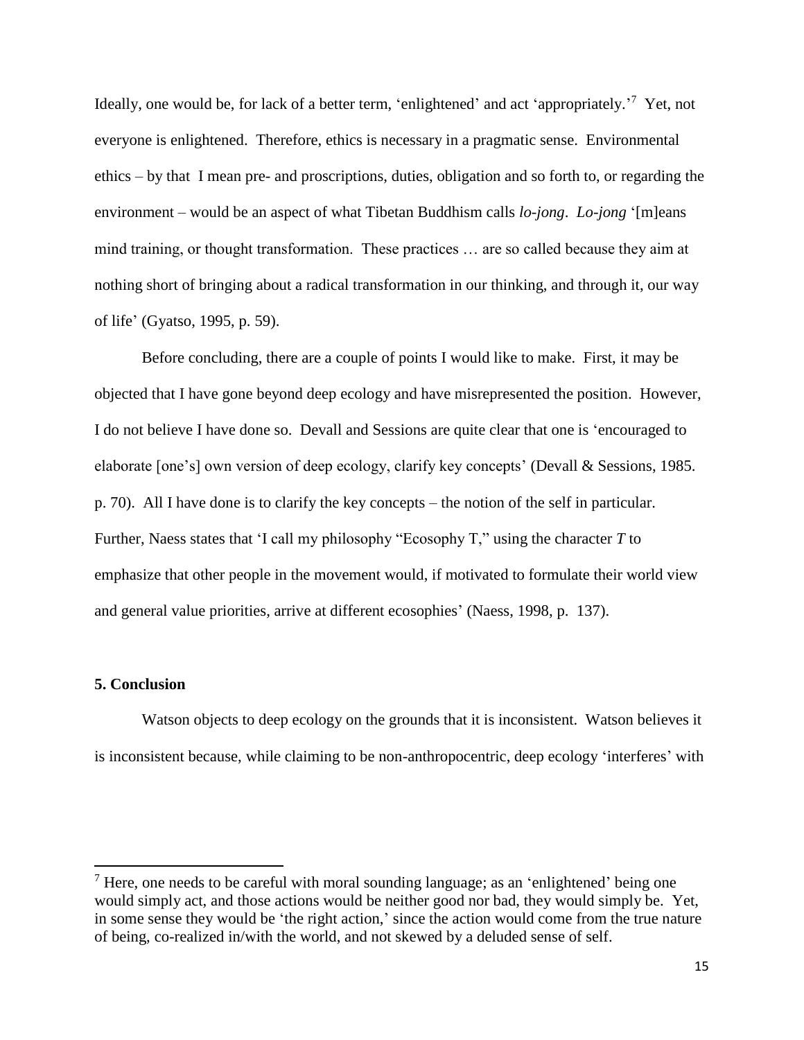Ideally, one would be, for lack of a better term, 'enlightened' and act 'appropriately.'[7] Yet, not everyone is enlightened. Therefore, ethics is necessary in a pragmatic sense. Environmental ethics – by that I mean pre- and proscriptions, duties, obligation and so forth to, or regarding the environment – would be an aspect of what Tibetan Buddhism calls *lo-jong*. *Lo-jong* '[m]eans mind training, or thought transformation. These practices … are so called because they aim at nothing short of bringing about a radical transformation in our thinking, and through it, our way of life' (Gyatso, 1995, p. 59).

Before concluding, there are a couple of points I would like to make. First, it may be objected that I have gone beyond deep ecology and have misrepresented the position. However, I do not believe I have done so. Devall and Sessions are quite clear that one is 'encouraged to elaborate [one's] own version of deep ecology, clarify key concepts' (Devall & Sessions, 1985. p. 70). All I have done is to clarify the key concepts – the notion of the self in particular. Further, Naess states that 'I call my philosophy "Ecosophy T," using the character *T* to emphasize that other people in the movement would, if motivated to formulate their world view and general value priorities, arrive at different ecosophies' (Naess, 1998, p. 137).

## 5. Conclusion

Watson objects to deep ecology on the grounds that it is inconsistent. Watson believes it is inconsistent because, while claiming to be non-anthropocentric, deep ecology 'interferes' with

[7] Here, one needs to be careful with moral sounding language; as an 'enlightened' being one would simply act, and those actions would be neither good nor bad, they would simply be. Yet, in some sense they would be 'the right action,' since the action would come from the true nature of being, co-realized in/with the world, and not skewed by a deluded sense of self.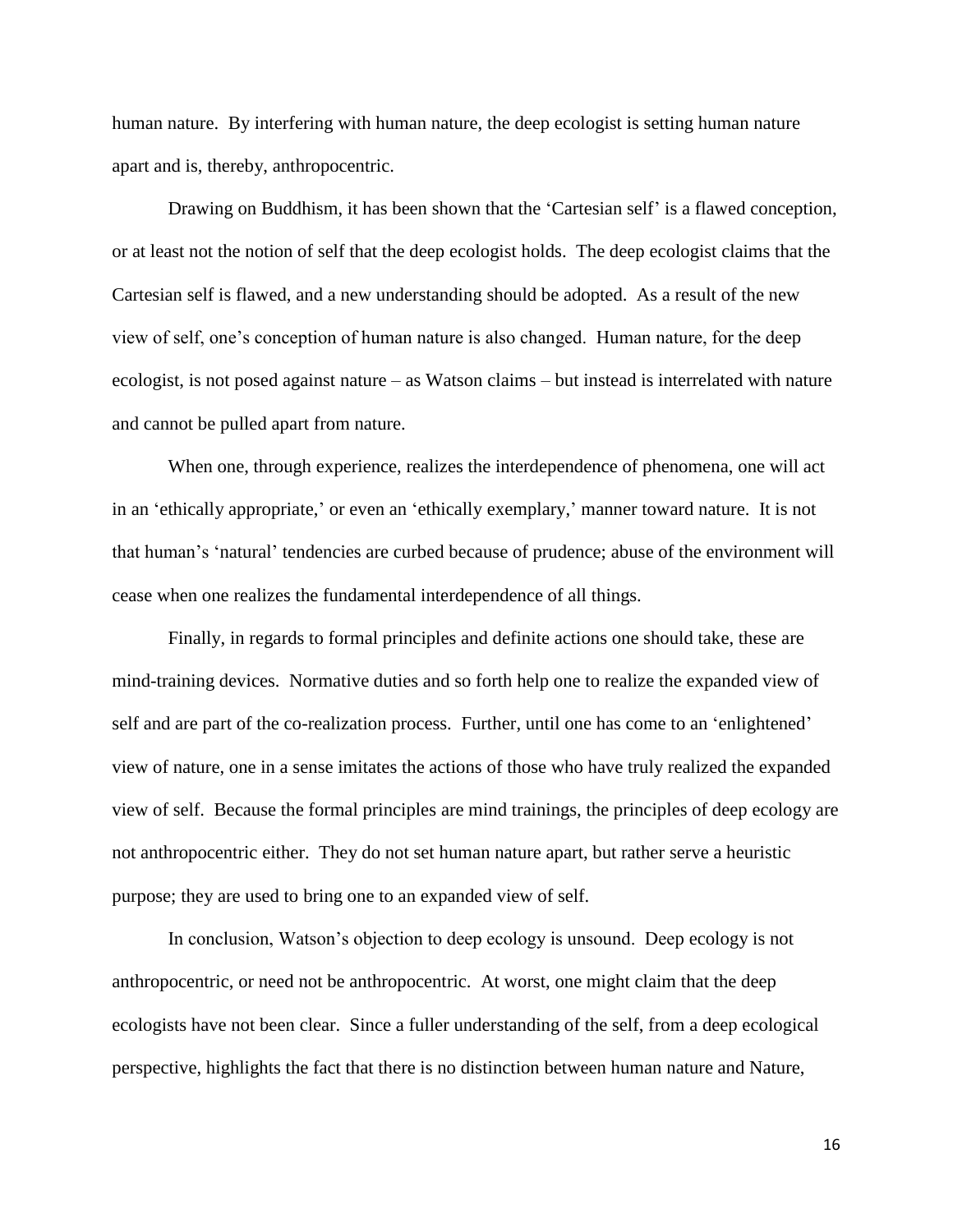human nature. By interfering with human nature, the deep ecologist is setting human nature apart and is, thereby, anthropocentric.

Drawing on Buddhism, it has been shown that the 'Cartesian self' is a flawed conception, or at least not the notion of self that the deep ecologist holds. The deep ecologist claims that the Cartesian self is flawed, and a new understanding should be adopted. As a result of the new view of self, one's conception of human nature is also changed. Human nature, for the deep ecologist, is not posed against nature – as Watson claims – but instead is interrelated with nature and cannot be pulled apart from nature.

When one, through experience, realizes the interdependence of phenomena, one will act in an 'ethically appropriate,' or even an 'ethically exemplary,' manner toward nature. It is not that human's 'natural' tendencies are curbed because of prudence; abuse of the environment will cease when one realizes the fundamental interdependence of all things.

Finally, in regards to formal principles and definite actions one should take, these are mind-training devices. Normative duties and so forth help one to realize the expanded view of self and are part of the co-realization process. Further, until one has come to an 'enlightened' view of nature, one in a sense imitates the actions of those who have truly realized the expanded view of self. Because the formal principles are mind trainings, the principles of deep ecology are not anthropocentric either. They do not set human nature apart, but rather serve a heuristic purpose; they are used to bring one to an expanded view of self.

In conclusion, Watson's objection to deep ecology is unsound. Deep ecology is not anthropocentric, or need not be anthropocentric. At worst, one might claim that the deep ecologists have not been clear. Since a fuller understanding of the self, from a deep ecological perspective, highlights the fact that there is no distinction between human nature and Nature,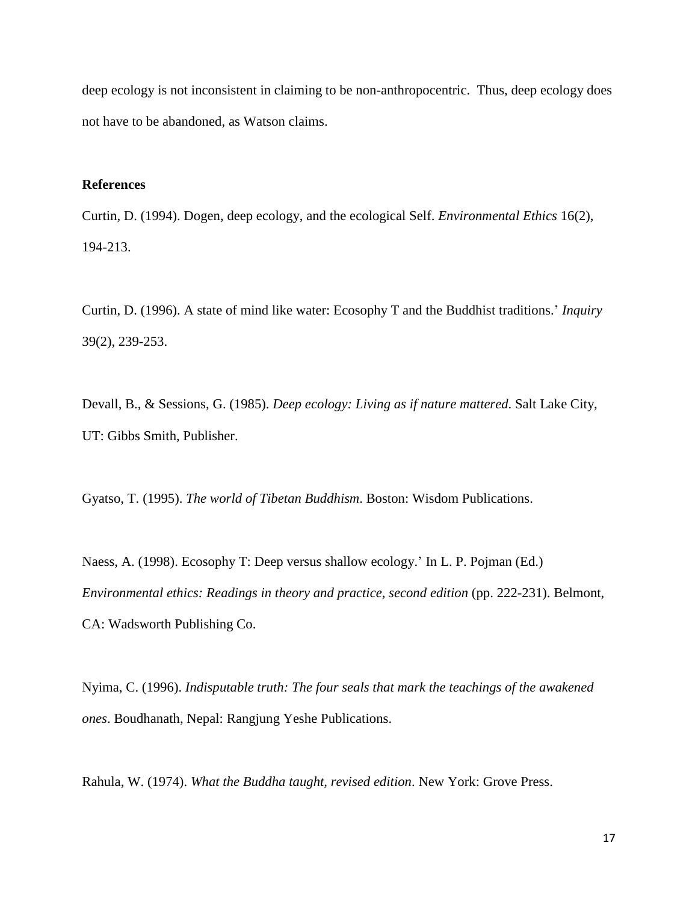deep ecology is not inconsistent in claiming to be non-anthropocentric. Thus, deep ecology does not have to be abandoned, as Watson claims.

**References**

Curtin, D. (1994). Dogen, deep ecology, and the ecological Self. *Environmental Ethics* 16(2), 194-213.

Curtin, D. (1996). A state of mind like water: Ecosophy T and the Buddhist traditions.' *Inquiry* 39(2), 239-253.

Devall, B., & Sessions, G. (1985). *Deep ecology: Living as if nature mattered*. Salt Lake City, UT: Gibbs Smith, Publisher.

Gyatso, T. (1995). *The world of Tibetan Buddhism*. Boston: Wisdom Publications.

Naess, A. (1998). Ecosophy T: Deep versus shallow ecology.' In L. P. Pojman (Ed.) *Environmental ethics: Readings in theory and practice, second edition* (pp. 222-231). Belmont, CA: Wadsworth Publishing Co.

Nyima, C. (1996). *Indisputable truth: The four seals that mark the teachings of the awakened ones*. Boudhanath, Nepal: Rangjung Yeshe Publications.

Rahula, W. (1974). *What the Buddha taught, revised edition*. New York: Grove Press.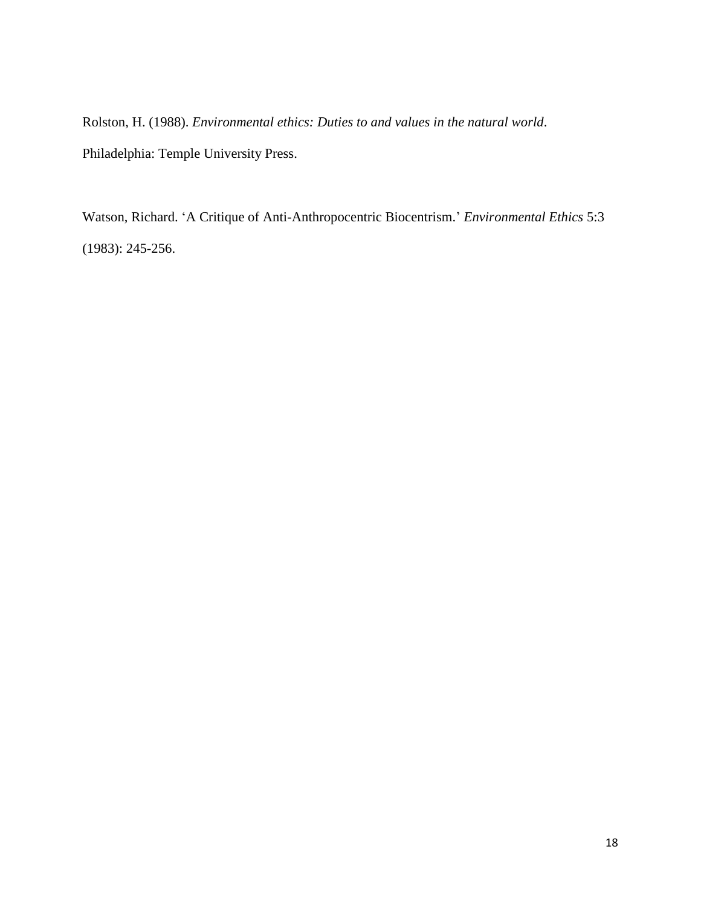Rolston, H. (1988). *Environmental ethics: Duties to and values in the natural world*. Philadelphia: Temple University Press.

Watson, Richard. 'A Critique of Anti-Anthropocentric Biocentrism.' *Environmental Ethics* 5:3 (1983): 245-256.